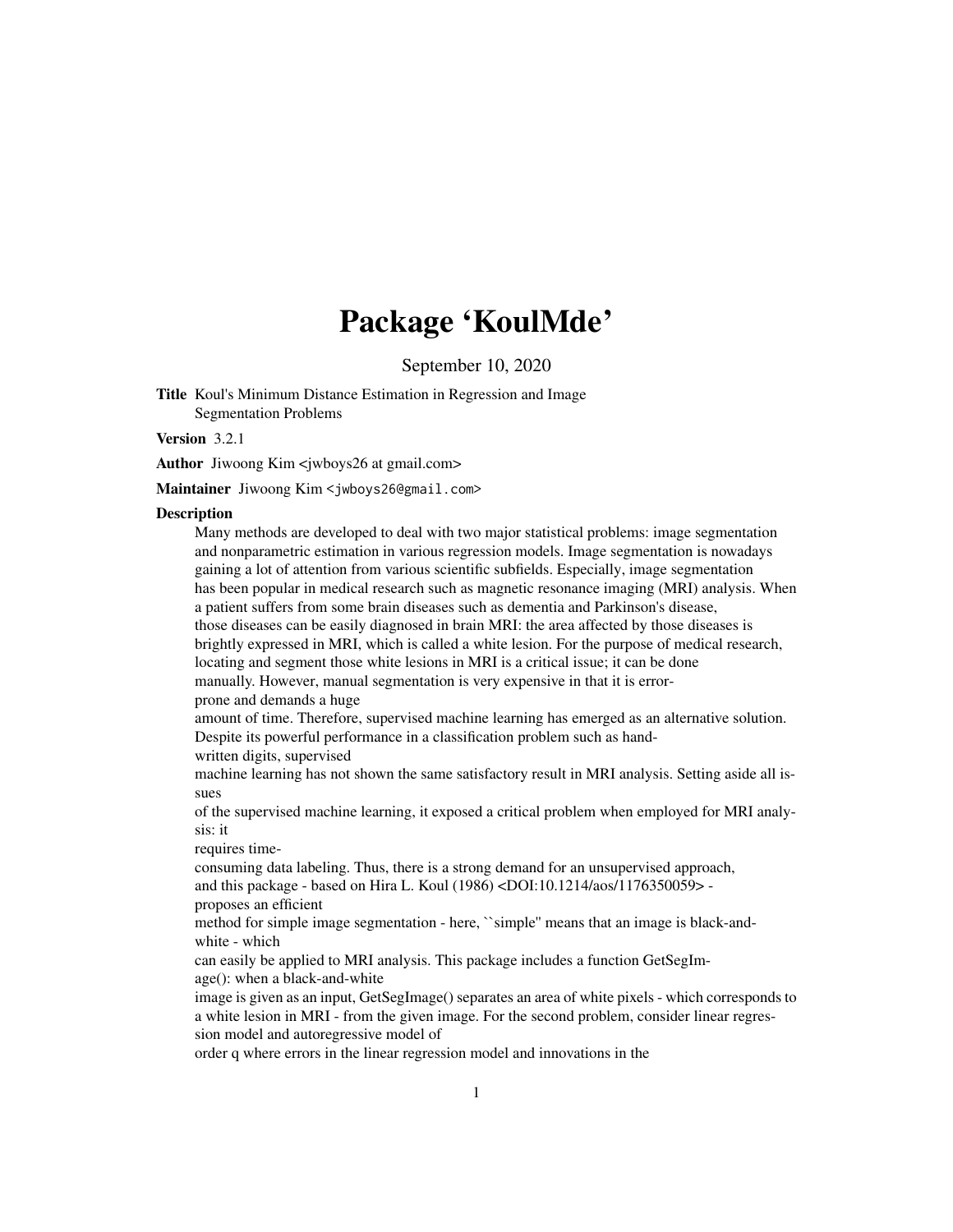# Package 'KoulMde'

September 10, 2020

**Title** Koul's Minimum Distance Estimation in Regression and Image Segmentation Problems

**Version** 3.2.1

**Author** Jiwoong Kim <jwboys26 at gmail.com>

**Maintainer** Jiwoong Kim <jwboys26@gmail.com>

**Description**

Many methods are developed to deal with two major statistical problems: image segmentation and nonparametric estimation in various regression models. Image segmentation is nowadays gaining a lot of attention from various scientific subfields. Especially, image segmentation has been popular in medical research such as magnetic resonance imaging (MRI) analysis. When a patient suffers from some brain diseases such as dementia and Parkinson's disease, those diseases can be easily diagnosed in brain MRI: the area affected by those diseases is brightly expressed in MRI, which is called a white lesion. For the purpose of medical research, locating and segment those white lesions in MRI is a critical issue; it can be done manually. However, manual segmentation is very expensive in that it is error-prone and demands a huge amount of time. Therefore, supervised machine learning has emerged as an alternative solution. Despite its powerful performance in a classification problem such as hand-written digits, supervised machine learning has not shown the same satisfactory result in MRI analysis. Setting aside all issues of the supervised machine learning, it exposed a critical problem when employed for MRI analysis: it requires time-consuming data labeling. Thus, there is a strong demand for an unsupervised approach, and this package - based on Hira L. Koul (1986) <DOI:10.1214/aos/1176350059> - proposes an efficient method for simple image segmentation - here, ``simple'' means that an image is black-and-white - which can easily be applied to MRI analysis. This package includes a function GetSegImage(): when a black-and-white image is given as an input, GetSegImage() separates an area of white pixels - which corresponds to a white lesion in MRI - from the given image. For the second problem, consider linear regression model and autoregressive model of order q where errors in the linear regression model and innovations in the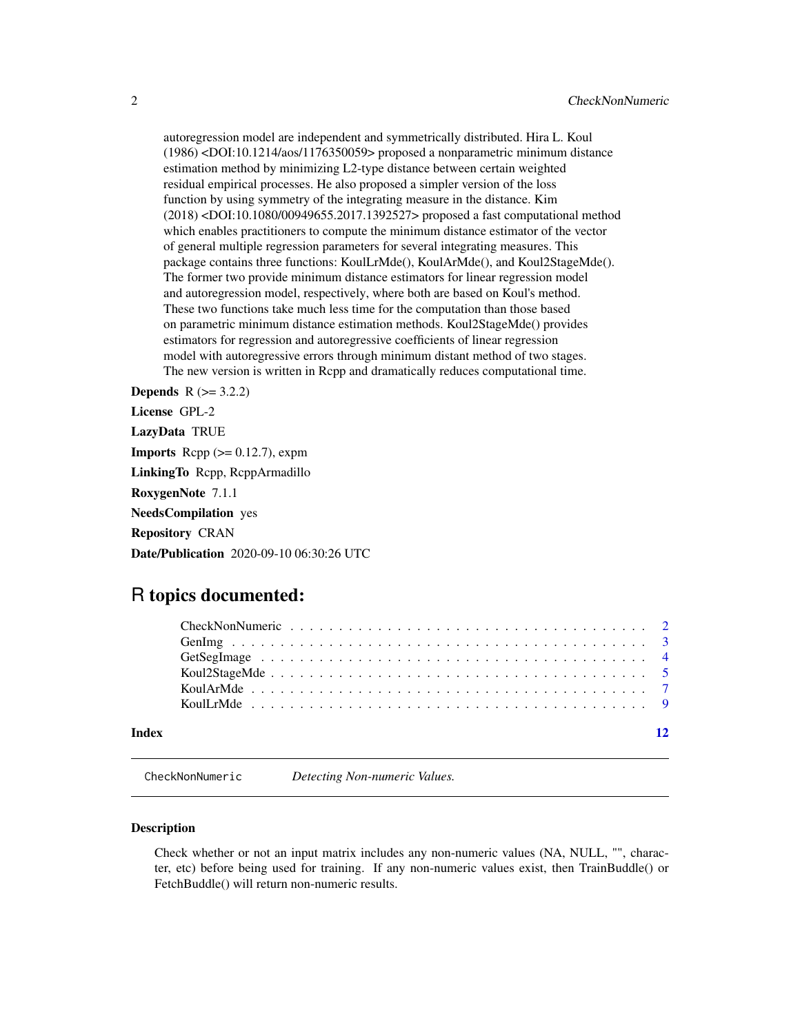autoregression model are independent and symmetrically distributed. Hira L. Koul (1986) <DOI:10.1214/aos/1176350059> proposed a nonparametric minimum distance estimation method by minimizing L2-type distance between certain weighted residual empirical processes. He also proposed a simpler version of the loss function by using symmetry of the integrating measure in the distance. Kim (2018) <DOI:10.1080/00949655.2017.1392527> proposed a fast computational method which enables practitioners to compute the minimum distance estimator of the vector of general multiple regression parameters for several integrating measures. This package contains three functions: KoulLrMde(), KoulArMde(), and Koul2StageMde(). The former two provide minimum distance estimators for linear regression model and autoregression model, respectively, where both are based on Koul's method. These two functions take much less time for the computation than those based on parametric minimum distance estimation methods. Koul2StageMde() provides estimators for regression and autoregressive coefficients of linear regression model with autoregressive errors through minimum distant method of two stages. The new version is written in Rcpp and dramatically reduces computational time.

**Depends** R (>= 3.2.2)

**License** GPL-2

**LazyData** TRUE

**Imports** Rcpp (>= 0.12.7), expm

**LinkingTo** Rcpp, RcppArmadillo

**RoxygenNote** 7.1.1

**NeedsCompilation** yes

**Repository** CRAN

**Date/Publication** 2020-09-10 06:30:26 UTC

# R topics documented:

CheckNonNumeric . . . . . . . . . . . . . . . . . . . . . . . . . . . . . . . . . . . 2
GenImg . . . . . . . . . . . . . . . . . . . . . . . . . . . . . . . . . . . . . . . . 3
GetSegImage . . . . . . . . . . . . . . . . . . . . . . . . . . . . . . . . . . . . . 4
Koul2StageMde . . . . . . . . . . . . . . . . . . . . . . . . . . . . . . . . . . . . 5
KoulArMde . . . . . . . . . . . . . . . . . . . . . . . . . . . . . . . . . . . . . . 7
KoulLrMde . . . . . . . . . . . . . . . . . . . . . . . . . . . . . . . . . . . . . . 9

**Index** 12

---

`CheckNonNumeric` *Detecting Non-numeric Values.*

---

### Description

Check whether or not an input matrix includes any non-numeric values (NA, NULL, "", character, etc) before being used for training. If any non-numeric values exist, then TrainBuddle() or FetchBuddle() will return non-numeric results.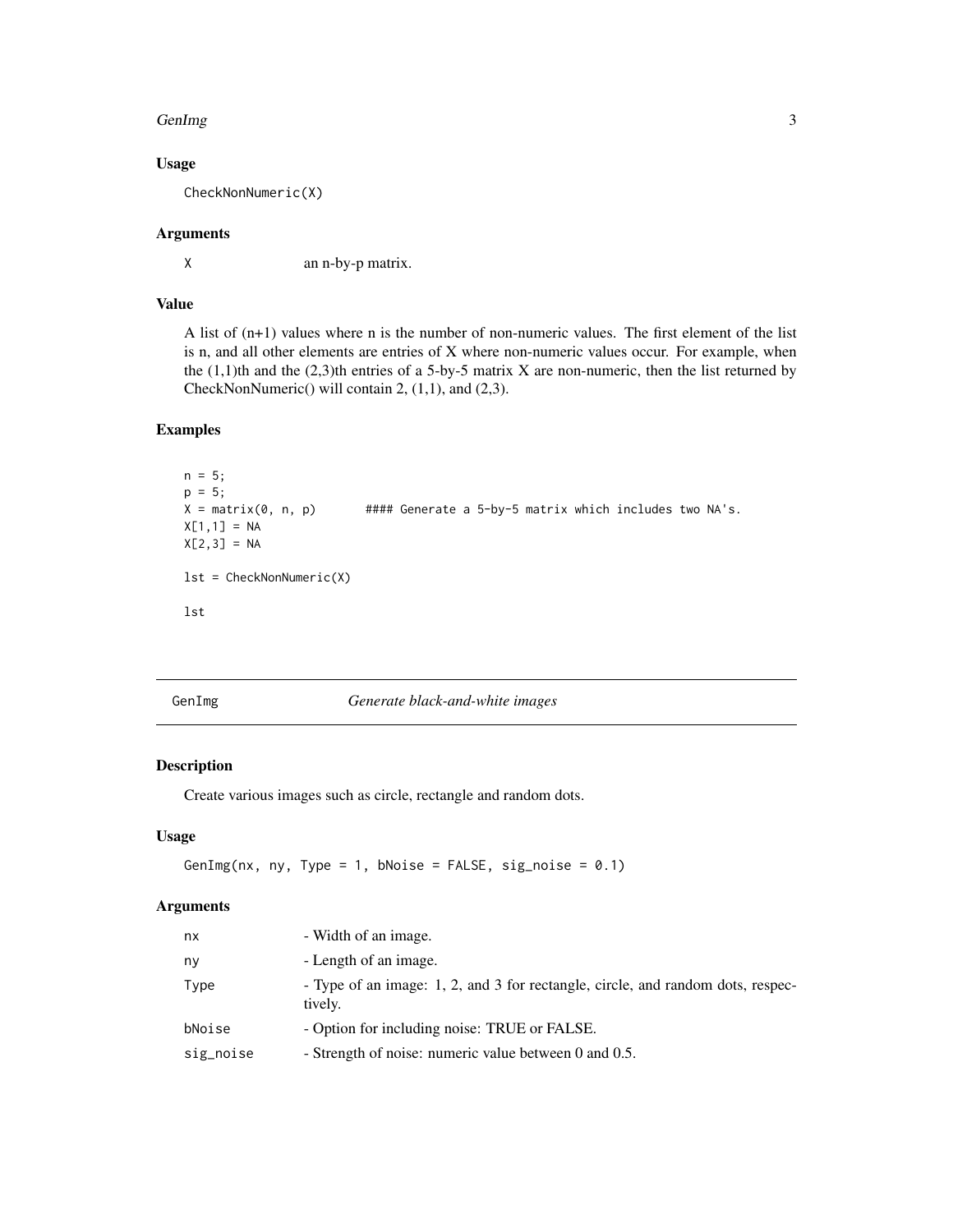### Usage

```
CheckNonNumeric(X)
```

### Arguments

| | |
|---|---|
| X | an n-by-p matrix. |

### Value

A list of (n+1) values where n is the number of non-numeric values. The first element of the list is n, and all other elements are entries of X where non-numeric values occur. For example, when the (1,1)th and the (2,3)th entries of a 5-by-5 matrix X are non-numeric, then the list returned by CheckNonNumeric() will contain 2, (1,1), and (2,3).

### Examples

```
n = 5;
p = 5;
X = matrix(0, n, p)       #### Generate a 5-by-5 matrix which includes two NA's.
X[1,1] = NA
X[2,3] = NA

lst = CheckNonNumeric(X)

lst
```

---

## GenImg *Generate black-and-white images*

### Description

Create various images such as circle, rectangle and random dots.

### Usage

```
GenImg(nx, ny, Type = 1, bNoise = FALSE, sig_noise = 0.1)
```

### Arguments

| | |
|---|---|
| nx | - Width of an image. |
| ny | - Length of an image. |
| Type | - Type of an image: 1, 2, and 3 for rectangle, circle, and random dots, respectively. |
| bNoise | - Option for including noise: TRUE or FALSE. |
| sig_noise | - Strength of noise: numeric value between 0 and 0.5. |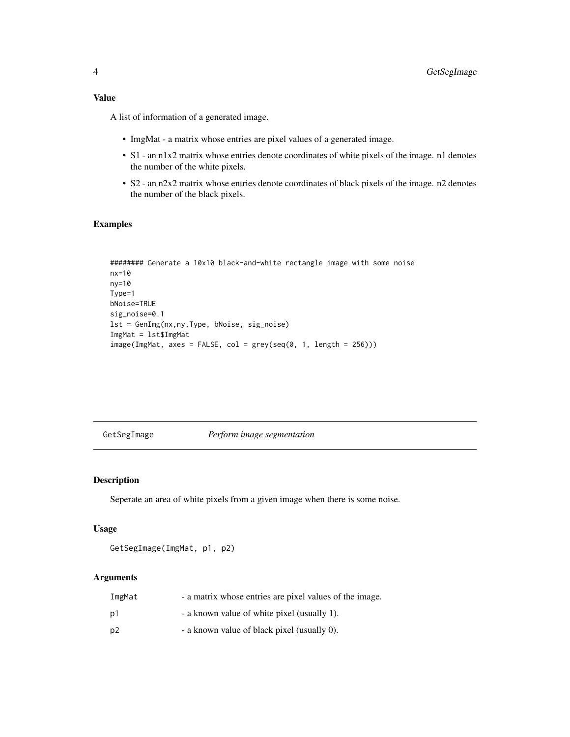### Value

A list of information of a generated image.

- ImgMat - a matrix whose entries are pixel values of a generated image.
- S1 - an n1x2 matrix whose entries denote coordinates of white pixels of the image. n1 denotes the number of the white pixels.
- S2 - an n2x2 matrix whose entries denote coordinates of black pixels of the image. n2 denotes the number of the black pixels.

### Examples

```
######## Generate a 10x10 black-and-white rectangle image with some noise
nx=10
ny=10
Type=1
bNoise=TRUE
sig_noise=0.1
lst = GenImg(nx,ny,Type, bNoise, sig_noise)
ImgMat = lst$ImgMat
image(ImgMat, axes = FALSE, col = grey(seq(0, 1, length = 256)))
```

---

## GetSegImage *Perform image segmentation*

### Description

Seperate an area of white pixels from a given image when there is some noise.

### Usage

```
GetSegImage(ImgMat, p1, p2)
```

### Arguments

| | |
|---|---|
| ImgMat | - a matrix whose entries are pixel values of the image. |
| p1 | - a known value of white pixel (usually 1). |
| p2 | - a known value of black pixel (usually 0). |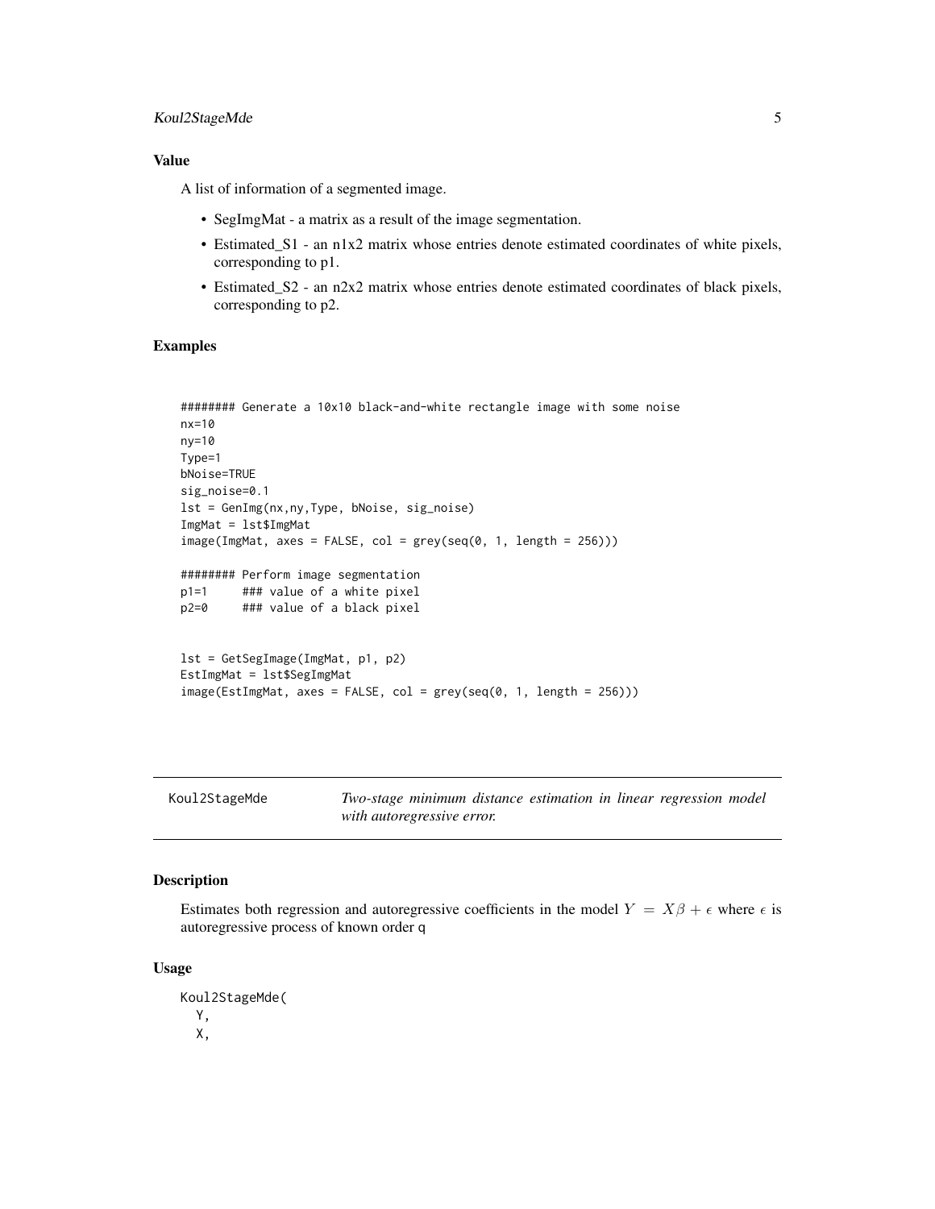### Value

A list of information of a segmented image.

- SegImgMat - a matrix as a result of the image segmentation.
- Estimated_S1 - an n1x2 matrix whose entries denote estimated coordinates of white pixels, corresponding to p1.
- Estimated_S2 - an n2x2 matrix whose entries denote estimated coordinates of black pixels, corresponding to p2.

### Examples

```
######## Generate a 10x10 black-and-white rectangle image with some noise
nx=10
ny=10
Type=1
bNoise=TRUE
sig_noise=0.1
lst = GenImg(nx,ny,Type, bNoise, sig_noise)
ImgMat = lst$ImgMat
image(ImgMat, axes = FALSE, col = grey(seq(0, 1, length = 256)))

######## Perform image segmentation
p1=1     ### value of a white pixel
p2=0     ### value of a black pixel


lst = GetSegImage(ImgMat, p1, p2)
EstImgMat = lst$SegImgMat
image(EstImgMat, axes = FALSE, col = grey(seq(0, 1, length = 256)))
```

---

## Koul2StageMde — *Two-stage minimum distance estimation in linear regression model with autoregressive error.*

### Description

Estimates both regression and autoregressive coefficients in the model $Y = X\beta + \epsilon$ where $\epsilon$ is autoregressive process of known order q

### Usage

```
Koul2StageMde(
  Y,
  X,
```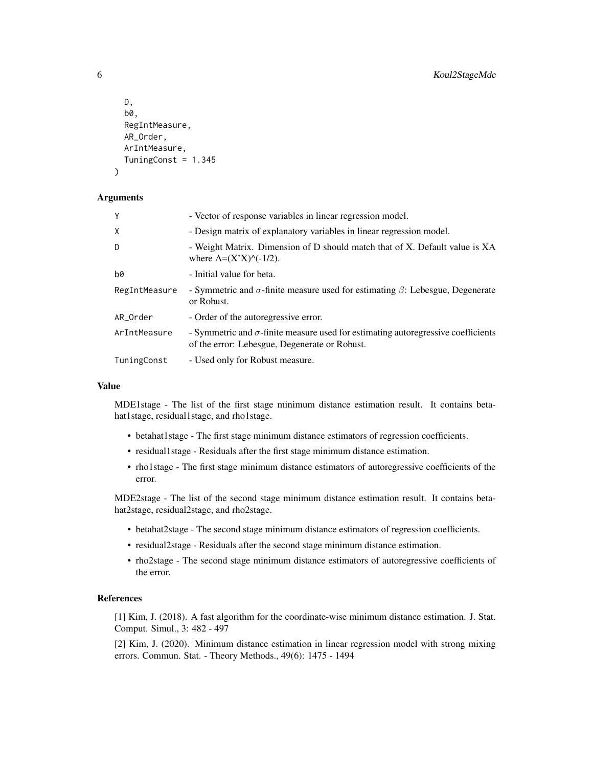```
  D,
  b0,
  RegIntMeasure,
  AR_Order,
  ArIntMeasure,
  TuningConst = 1.345
)
```

### Arguments

| | |
|---|---|
| Y | - Vector of response variables in linear regression model. |
| X | - Design matrix of explanatory variables in linear regression model. |
| D | - Weight Matrix. Dimension of D should match that of X. Default value is XA where A=(X'X)^(-1/2). |
| b0 | - Initial value for beta. |
| RegIntMeasure | - Symmetric and $\sigma$-finite measure used for estimating $\beta$: Lebesgue, Degenerate or Robust. |
| AR_Order | - Order of the autoregressive error. |
| ArIntMeasure | - Symmetric and $\sigma$-finite measure used for estimating autoregressive coefficients of the error: Lebesgue, Degenerate or Robust. |
| TuningConst | - Used only for Robust measure. |

### Value

MDE1stage - The list of the first stage minimum distance estimation result. It contains betahat1stage, residual1stage, and rho1stage.

- betahat1stage - The first stage minimum distance estimators of regression coefficients.
- residual1stage - Residuals after the first stage minimum distance estimation.
- rho1stage - The first stage minimum distance estimators of autoregressive coefficients of the error.

MDE2stage - The list of the second stage minimum distance estimation result. It contains betahat2stage, residual2stage, and rho2stage.

- betahat2stage - The second stage minimum distance estimators of regression coefficients.
- residual2stage - Residuals after the second stage minimum distance estimation.
- rho2stage - The second stage minimum distance estimators of autoregressive coefficients of the error.

### References

[1] Kim, J. (2018). A fast algorithm for the coordinate-wise minimum distance estimation. J. Stat. Comput. Simul., 3: 482 - 497

[2] Kim, J. (2020). Minimum distance estimation in linear regression model with strong mixing errors. Commun. Stat. - Theory Methods., 49(6): 1475 - 1494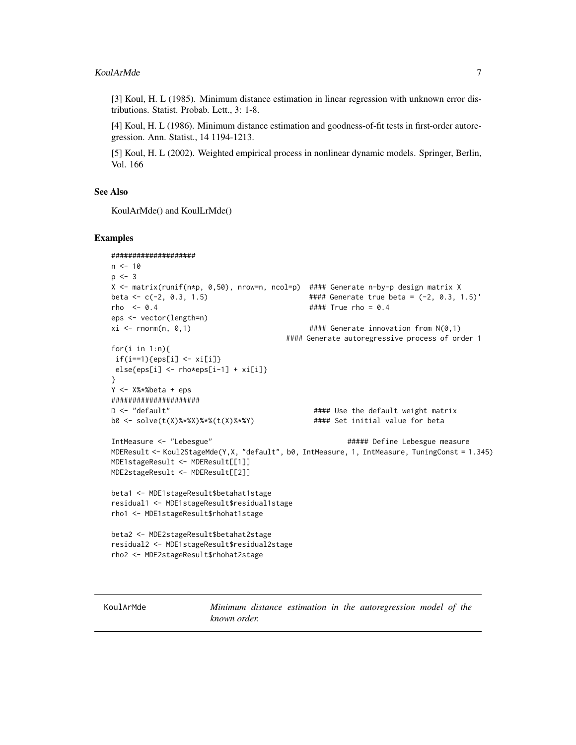[3] Koul, H. L (1985). Minimum distance estimation in linear regression with unknown error distributions. Statist. Probab. Lett., 3: 1-8.

[4] Koul, H. L (1986). Minimum distance estimation and goodness-of-fit tests in first-order autoregression. Ann. Statist., 14 1194-1213.

[5] Koul, H. L (2002). Weighted empirical process in nonlinear dynamic models. Springer, Berlin, Vol. 166

## See Also

KoulArMde() and KoulLrMde()

## Examples

```
####################
n <- 10
p <- 3
X <- matrix(runif(n*p, 0,50), nrow=n, ncol=p)  #### Generate n-by-p design matrix X
beta <- c(-2, 0.3, 1.5)                         #### Generate true beta = (-2, 0.3, 1.5)'
rho  <- 0.4                                     #### True rho = 0.4
eps <- vector(length=n)
xi <- rnorm(n, 0,1)                             #### Generate innovation from N(0,1)
                                            #### Generate autoregressive process of order 1
for(i in 1:n){
 if(i==1){eps[i] <- xi[i]}
 else{eps[i] <- rho*eps[i-1] + xi[i]}
}
Y <- X%*%beta + eps
#####################
D <- "default"                                   #### Use the default weight matrix
b0 <- solve(t(X)%*%X)%*%(t(X)%*%Y)               #### Set initial value for beta

IntMeasure <- "Lebesgue"                                 ##### Define Lebesgue measure
MDEResult <- Koul2StageMde(Y,X, "default", b0, IntMeasure, 1, IntMeasure, TuningConst = 1.345)
MDE1stageResult <- MDEResult[[1]]
MDE2stageResult <- MDEResult[[2]]

beta1 <- MDE1stageResult$betahat1stage
residual1 <- MDE1stageResult$residual1stage
rho1 <- MDE1stageResult$rhohat1stage

beta2 <- MDE2stageResult$betahat2stage
residual2 <- MDE1stageResult$residual2stage
rho2 <- MDE2stageResult$rhohat2stage
```

---

KoulArMde &nbsp;&nbsp;&nbsp;&nbsp; *Minimum distance estimation in the autoregression model of the known order.*

---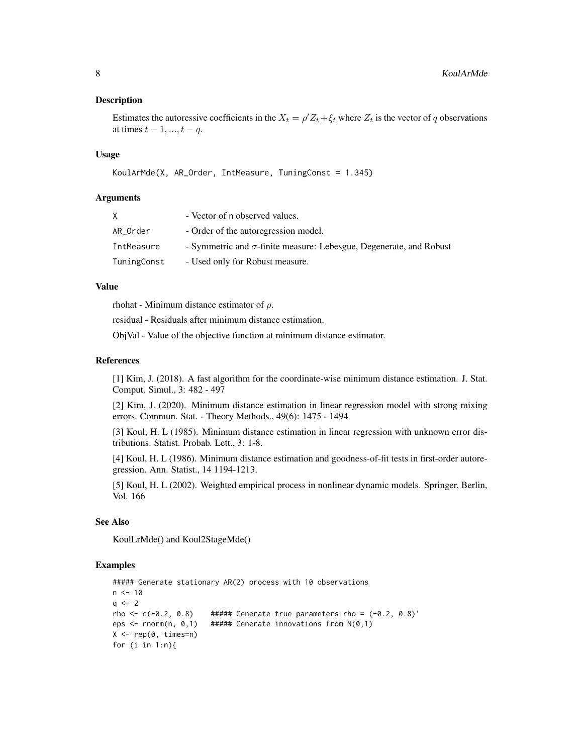### Description

Estimates the autoressive coefficients in the $X_t = \rho' Z_t + \xi_t$ where $Z_t$ is the vector of $q$ observations at times $t-1, ..., t-q$.

### Usage

```
KoulArMde(X, AR_Order, IntMeasure, TuningConst = 1.345)
```

### Arguments

| | |
|---|---|
| X | - Vector of n observed values. |
| AR_Order | - Order of the autoregression model. |
| IntMeasure | - Symmetric and $\sigma$-finite measure: Lebesgue, Degenerate, and Robust |
| TuningConst | - Used only for Robust measure. |

### Value

rhohat - Minimum distance estimator of $\rho$.

residual - Residuals after minimum distance estimation.

ObjVal - Value of the objective function at minimum distance estimator.

### References

[1] Kim, J. (2018). A fast algorithm for the coordinate-wise minimum distance estimation. J. Stat. Comput. Simul., 3: 482 - 497

[2] Kim, J. (2020). Minimum distance estimation in linear regression model with strong mixing errors. Commun. Stat. - Theory Methods., 49(6): 1475 - 1494

[3] Koul, H. L (1985). Minimum distance estimation in linear regression with unknown error distributions. Statist. Probab. Lett., 3: 1-8.

[4] Koul, H. L (1986). Minimum distance estimation and goodness-of-fit tests in first-order autoregression. Ann. Statist., 14 1194-1213.

[5] Koul, H. L (2002). Weighted empirical process in nonlinear dynamic models. Springer, Berlin, Vol. 166

### See Also

KoulLrMde() and Koul2StageMde()

### Examples

```
##### Generate stationary AR(2) process with 10 observations
n <- 10
q <- 2
rho <- c(-0.2, 0.8)    ##### Generate true parameters rho = (-0.2, 0.8)'
eps <- rnorm(n, 0,1)   ##### Generate innovations from N(0,1)
X <- rep(0, times=n)
for (i in 1:n){
```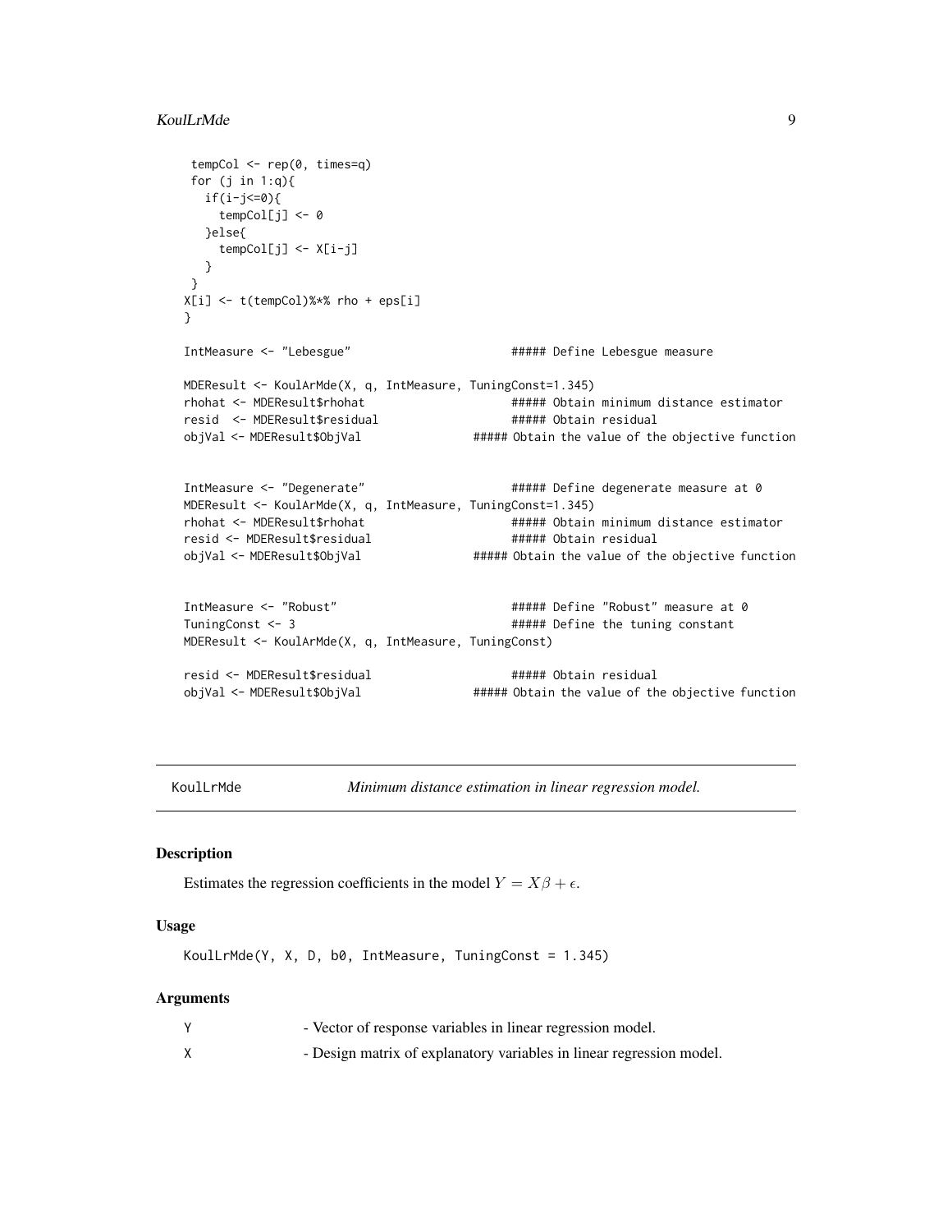```
 tempCol <- rep(0, times=q)
 for (j in 1:q){
   if(i-j<=0){
     tempCol[j] <- 0
   }else{
     tempCol[j] <- X[i-j]
   }
 }
X[i] <- t(tempCol)%*% rho + eps[i]
}

IntMeasure <- "Lebesgue"                       ##### Define Lebesgue measure

MDEResult <- KoulArMde(X, q, IntMeasure, TuningConst=1.345)
rhohat <- MDEResult$rhohat                     ##### Obtain minimum distance estimator
resid  <- MDEResult$residual                   ##### Obtain residual
objVal <- MDEResult$ObjVal                ##### Obtain the value of the objective function


IntMeasure <- "Degenerate"                     ##### Define degenerate measure at 0
MDEResult <- KoulArMde(X, q, IntMeasure, TuningConst=1.345)
rhohat <- MDEResult$rhohat                     ##### Obtain minimum distance estimator
resid <- MDEResult$residual                    ##### Obtain residual
objVal <- MDEResult$ObjVal                ##### Obtain the value of the objective function


IntMeasure <- "Robust"                         ##### Define "Robust" measure at 0
TuningConst <- 3                               ##### Define the tuning constant
MDEResult <- KoulArMde(X, q, IntMeasure, TuningConst)

resid <- MDEResult$residual                    ##### Obtain residual
objVal <- MDEResult$ObjVal                ##### Obtain the value of the objective function
```

## KoulLrMde — *Minimum distance estimation in linear regression model.*

### Description

Estimates the regression coefficients in the model $Y = X\beta + \epsilon$.

### Usage

```
KoulLrMde(Y, X, D, b0, IntMeasure, TuningConst = 1.345)
```

### Arguments

| | |
|---|---|
| Y | - Vector of response variables in linear regression model. |
| X | - Design matrix of explanatory variables in linear regression model. |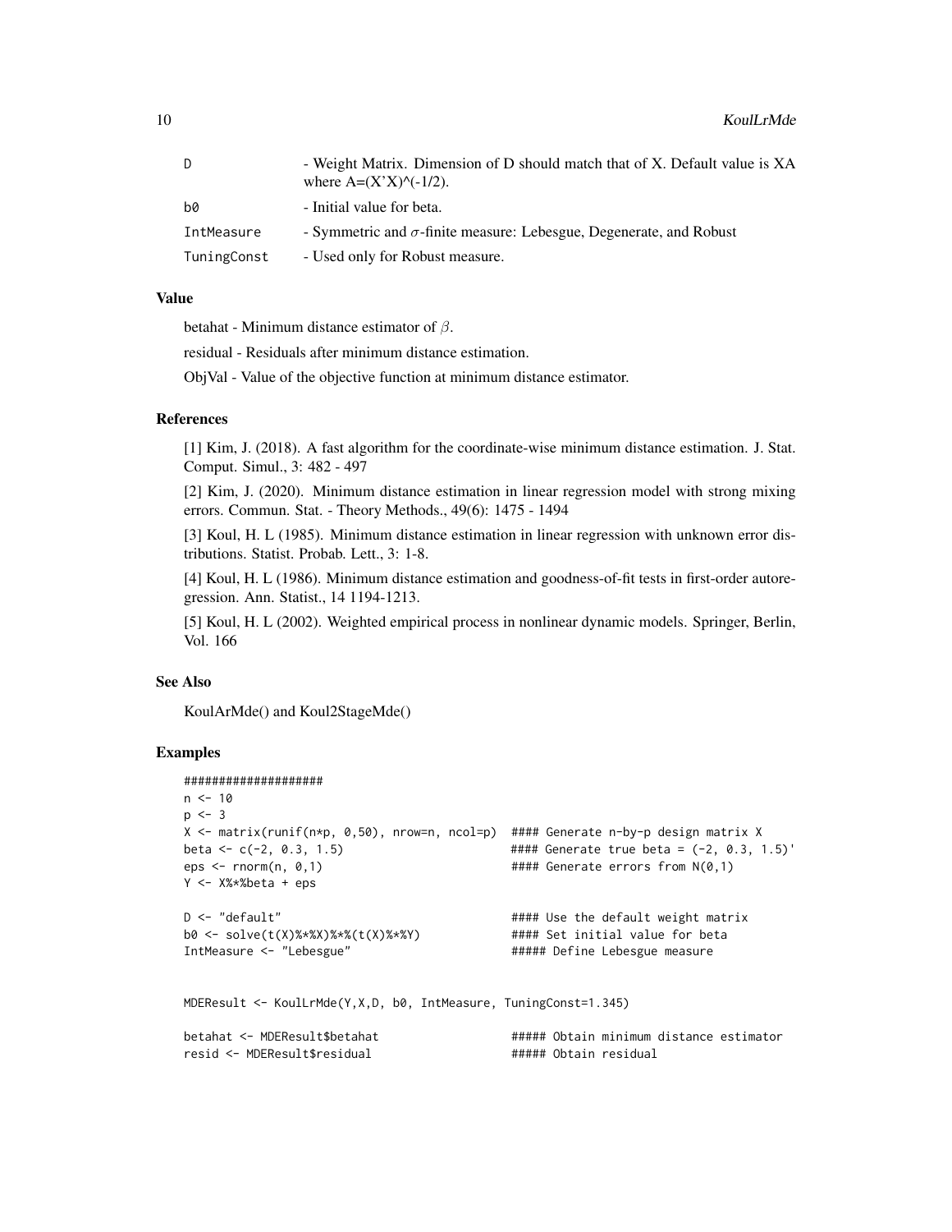| | |
|---|---|
| D | - Weight Matrix. Dimension of D should match that of X. Default value is XA where A=(X'X)^(-1/2). |
| b0 | - Initial value for beta. |
| IntMeasure | - Symmetric and $\sigma$-finite measure: Lebesgue, Degenerate, and Robust |
| TuningConst | - Used only for Robust measure. |

## Value

betahat - Minimum distance estimator of $\beta$.

residual - Residuals after minimum distance estimation.

ObjVal - Value of the objective function at minimum distance estimator.

## References

[1] Kim, J. (2018). A fast algorithm for the coordinate-wise minimum distance estimation. J. Stat. Comput. Simul., 3: 482 - 497

[2] Kim, J. (2020). Minimum distance estimation in linear regression model with strong mixing errors. Commun. Stat. - Theory Methods., 49(6): 1475 - 1494

[3] Koul, H. L (1985). Minimum distance estimation in linear regression with unknown error distributions. Statist. Probab. Lett., 3: 1-8.

[4] Koul, H. L (1986). Minimum distance estimation and goodness-of-fit tests in first-order autoregression. Ann. Statist., 14 1194-1213.

[5] Koul, H. L (2002). Weighted empirical process in nonlinear dynamic models. Springer, Berlin, Vol. 166

## See Also

KoulArMde() and Koul2StageMde()

## Examples

```
####################
n <- 10
p <- 3
X <- matrix(runif(n*p, 0,50), nrow=n, ncol=p)  #### Generate n-by-p design matrix X
beta <- c(-2, 0.3, 1.5)                        #### Generate true beta = (-2, 0.3, 1.5)'
eps <- rnorm(n, 0,1)                           #### Generate errors from N(0,1)
Y <- X%*%beta + eps

D <- "default"                                 #### Use the default weight matrix
b0 <- solve(t(X)%*%X)%*%(t(X)%*%Y)             #### Set initial value for beta
IntMeasure <- "Lebesgue"                       ##### Define Lebesgue measure


MDEResult <- KoulLrMde(Y,X,D, b0, IntMeasure, TuningConst=1.345)

betahat <- MDEResult$betahat                   ##### Obtain minimum distance estimator
resid <- MDEResult$residual                    ##### Obtain residual
```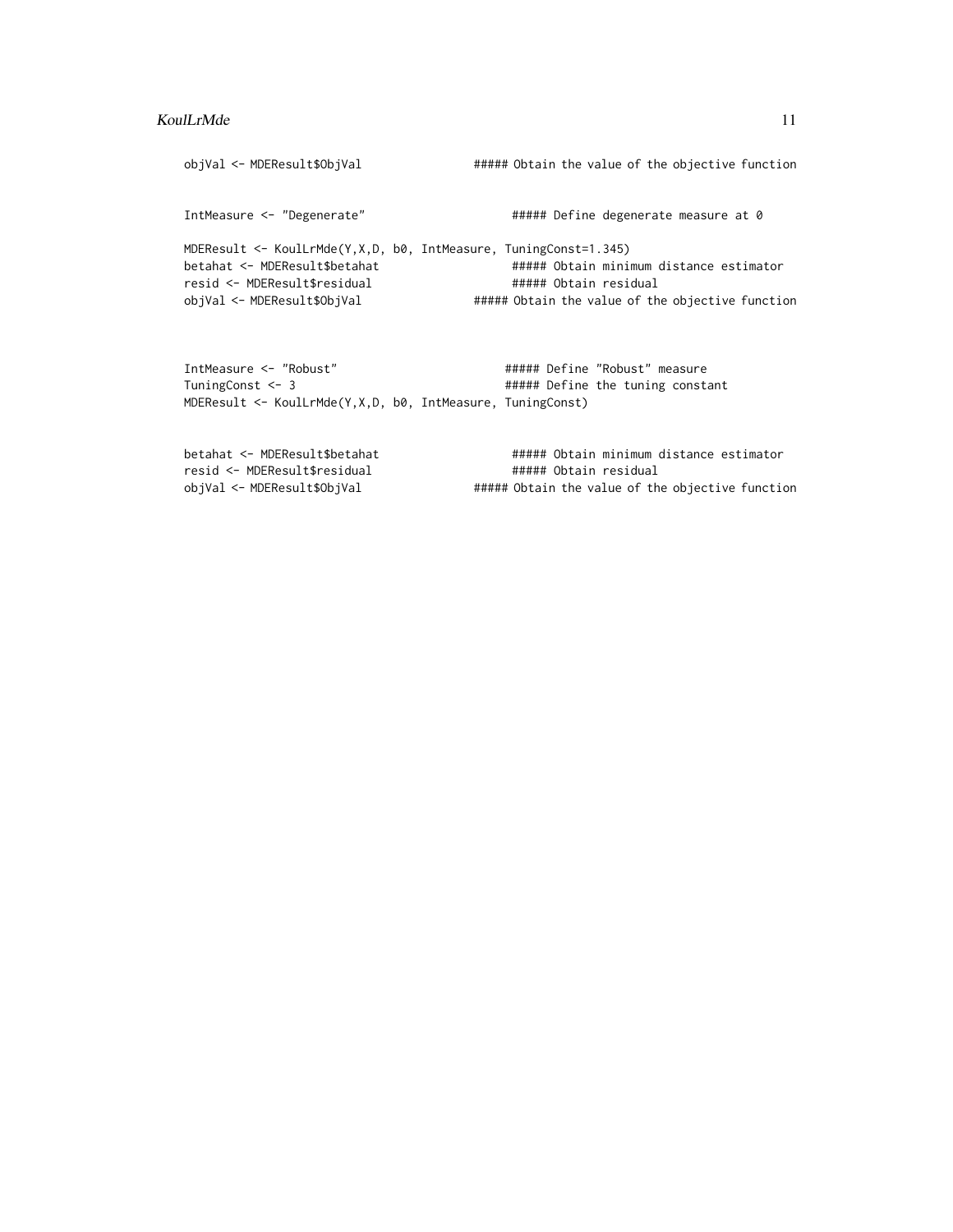```
objVal <- MDEResult$ObjVal                ##### Obtain the value of the objective function


IntMeasure <- "Degenerate"                  ##### Define degenerate measure at 0

MDEResult <- KoulLrMde(Y,X,D, b0, IntMeasure, TuningConst=1.345)
betahat <- MDEResult$betahat                ##### Obtain minimum distance estimator
resid <- MDEResult$residual                 ##### Obtain residual
objVal <- MDEResult$ObjVal                ##### Obtain the value of the objective function



IntMeasure <- "Robust"                      ##### Define "Robust" measure
TuningConst <- 3                            ##### Define the tuning constant
MDEResult <- KoulLrMde(Y,X,D, b0, IntMeasure, TuningConst)


betahat <- MDEResult$betahat                ##### Obtain minimum distance estimator
resid <- MDEResult$residual                 ##### Obtain residual
objVal <- MDEResult$ObjVal                ##### Obtain the value of the objective function
```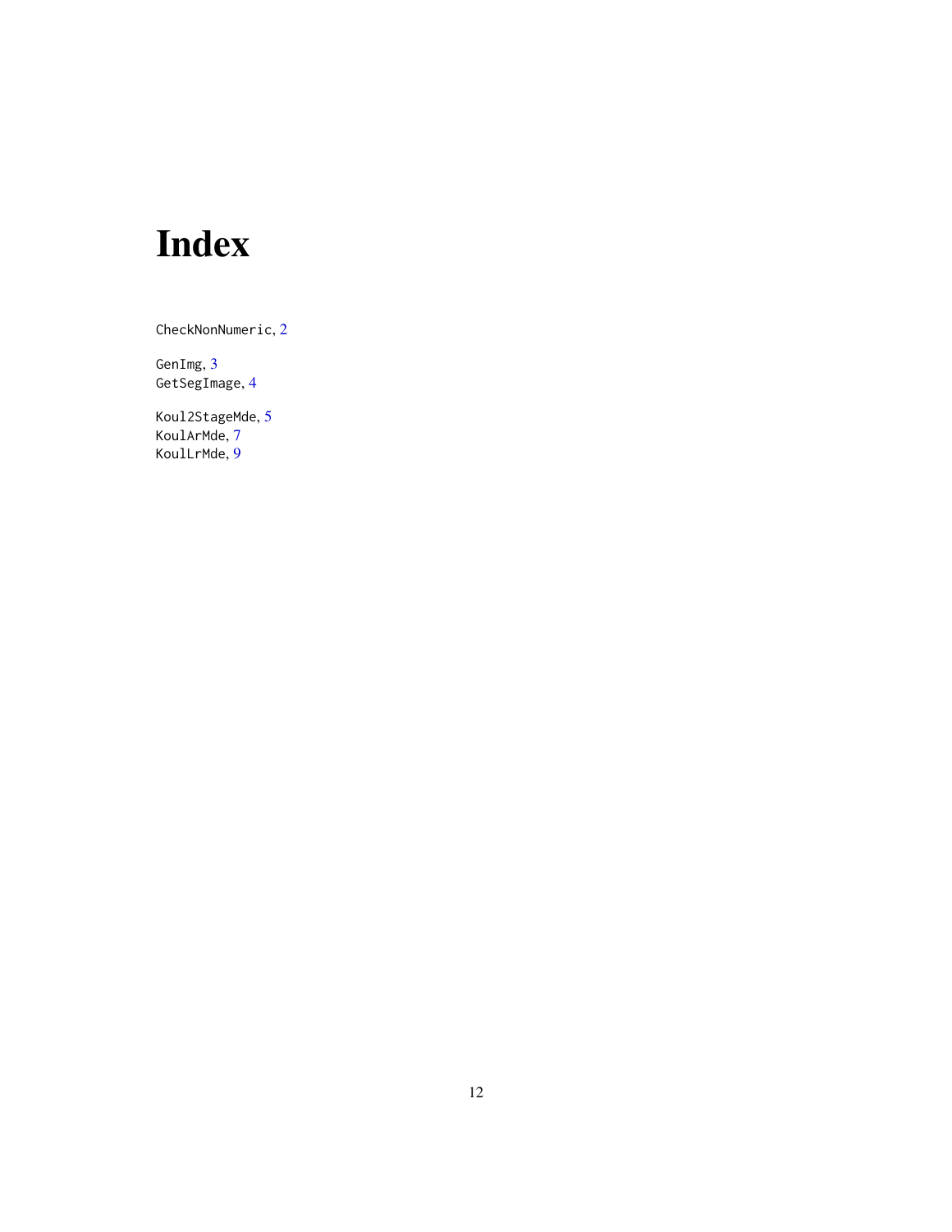# Index

CheckNonNumeric, 2

GenImg, 3
GetSegImage, 4

Koul2StageMde, 5
KoulArMde, 7
KoulLrMde, 9